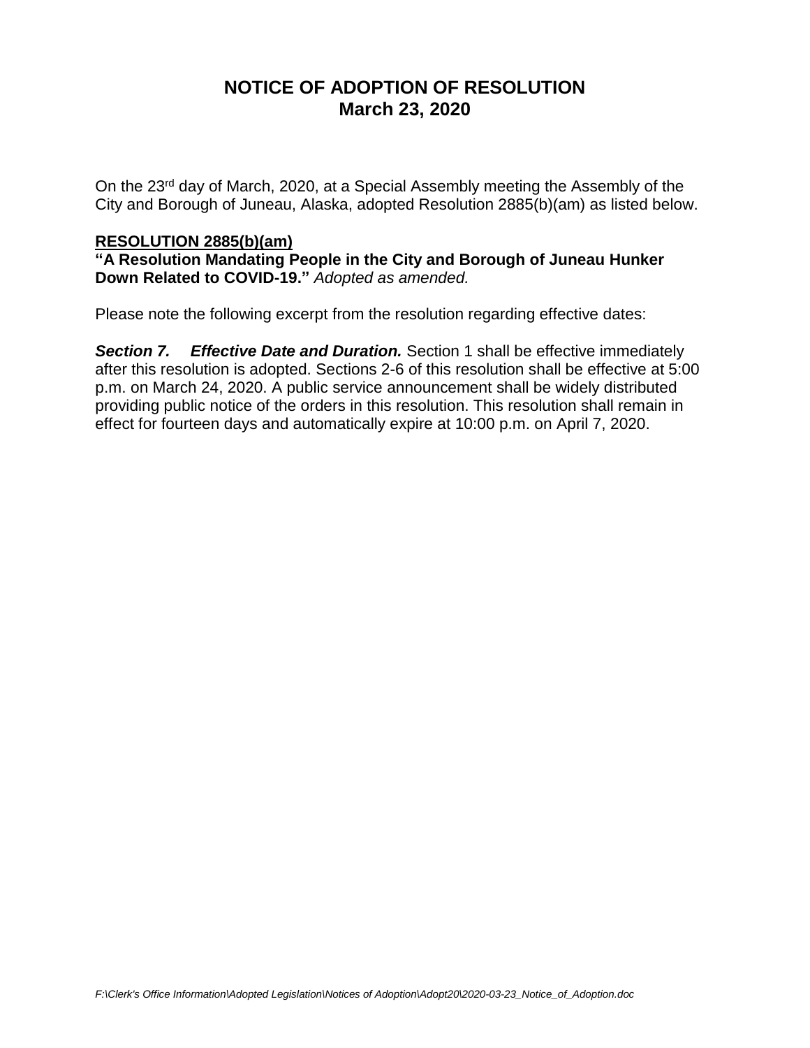# NOTICE OF ADOPTION OF RESOLUTION
## March 23, 2020

On the 23rd day of March, 2020, at a Special Assembly meeting the Assembly of the City and Borough of Juneau, Alaska, adopted Resolution 2885(b)(am) as listed below.

**RESOLUTION 2885(b)(am)**
**"A Resolution Mandating People in the City and Borough of Juneau Hunker Down Related to COVID-19."** *Adopted as amended.*

Please note the following excerpt from the resolution regarding effective dates:

***Section 7. Effective Date and Duration.*** Section 1 shall be effective immediately after this resolution is adopted. Sections 2-6 of this resolution shall be effective at 5:00 p.m. on March 24, 2020. A public service announcement shall be widely distributed providing public notice of the orders in this resolution. This resolution shall remain in effect for fourteen days and automatically expire at 10:00 p.m. on April 7, 2020.

*F:\Clerk's Office Information\Adopted Legislation\Notices of Adoption\Adopt20\2020-03-23_Notice_of_Adoption.doc*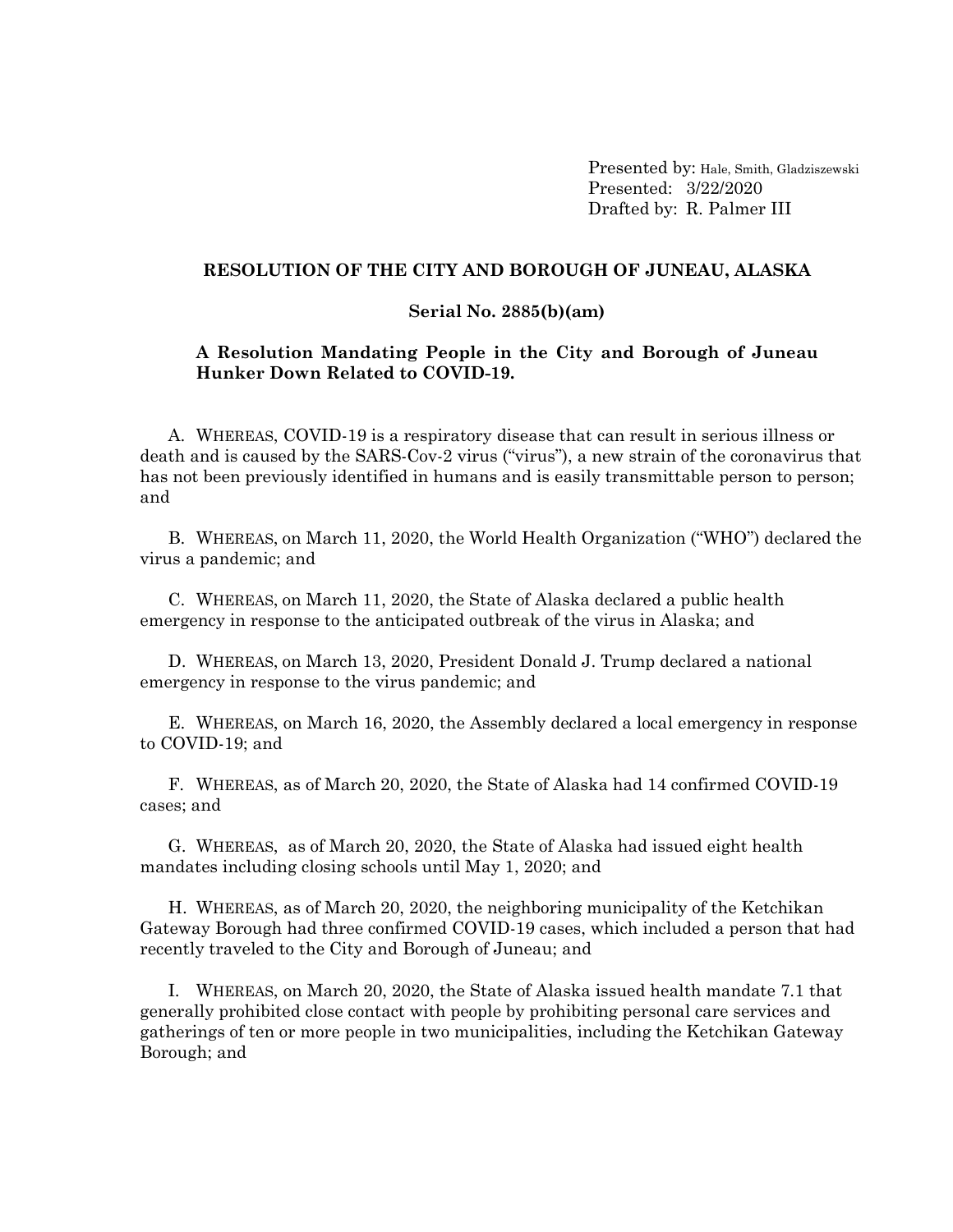Presented by: Hale, Smith, Gladziszewski
Presented: 3/22/2020
Drafted by: R. Palmer III

**RESOLUTION OF THE CITY AND BOROUGH OF JUNEAU, ALASKA**

**Serial No. 2885(b)(am)**

**A Resolution Mandating People in the City and Borough of Juneau Hunker Down Related to COVID-19.**

A. WHEREAS, COVID-19 is a respiratory disease that can result in serious illness or death and is caused by the SARS-Cov-2 virus ("virus"), a new strain of the coronavirus that has not been previously identified in humans and is easily transmittable person to person; and

B. WHEREAS, on March 11, 2020, the World Health Organization ("WHO") declared the virus a pandemic; and

C. WHEREAS, on March 11, 2020, the State of Alaska declared a public health emergency in response to the anticipated outbreak of the virus in Alaska; and

D. WHEREAS, on March 13, 2020, President Donald J. Trump declared a national emergency in response to the virus pandemic; and

E. WHEREAS, on March 16, 2020, the Assembly declared a local emergency in response to COVID-19; and

F. WHEREAS, as of March 20, 2020, the State of Alaska had 14 confirmed COVID-19 cases; and

G. WHEREAS, as of March 20, 2020, the State of Alaska had issued eight health mandates including closing schools until May 1, 2020; and

H. WHEREAS, as of March 20, 2020, the neighboring municipality of the Ketchikan Gateway Borough had three confirmed COVID-19 cases, which included a person that had recently traveled to the City and Borough of Juneau; and

I. WHEREAS, on March 20, 2020, the State of Alaska issued health mandate 7.1 that generally prohibited close contact with people by prohibiting personal care services and gatherings of ten or more people in two municipalities, including the Ketchikan Gateway Borough; and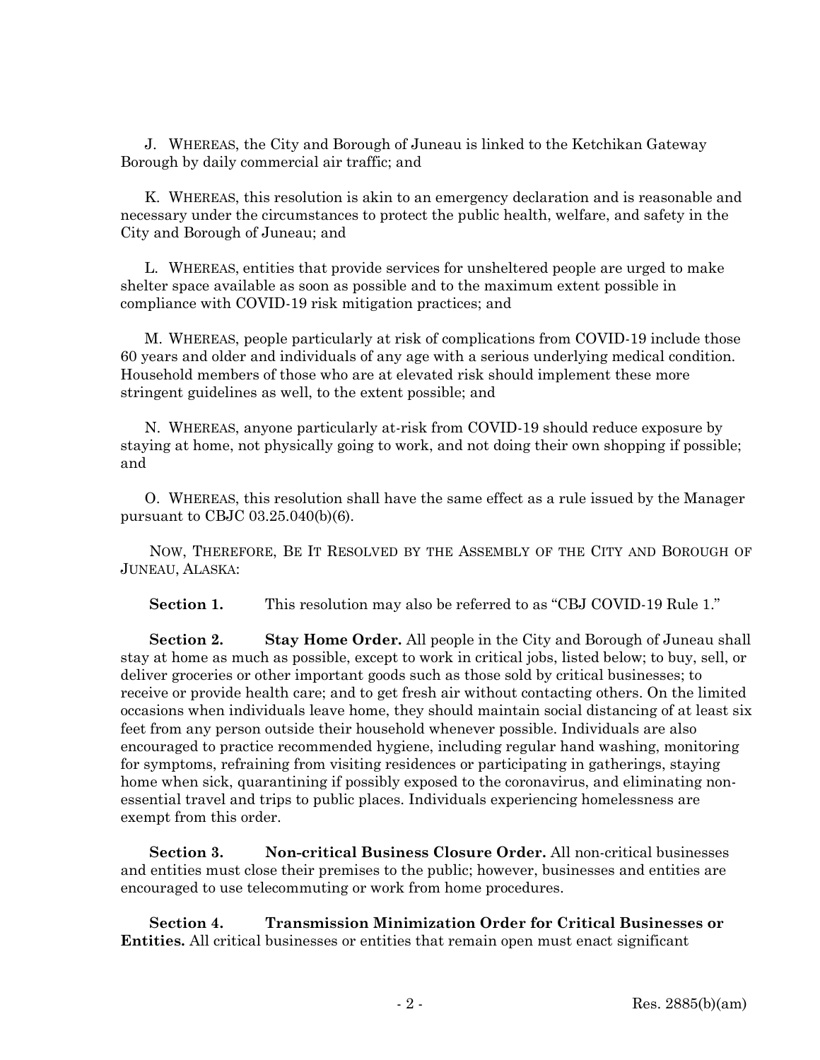J. WHEREAS, the City and Borough of Juneau is linked to the Ketchikan Gateway Borough by daily commercial air traffic; and

K. WHEREAS, this resolution is akin to an emergency declaration and is reasonable and necessary under the circumstances to protect the public health, welfare, and safety in the City and Borough of Juneau; and

L. WHEREAS, entities that provide services for unsheltered people are urged to make shelter space available as soon as possible and to the maximum extent possible in compliance with COVID-19 risk mitigation practices; and

M. WHEREAS, people particularly at risk of complications from COVID-19 include those 60 years and older and individuals of any age with a serious underlying medical condition. Household members of those who are at elevated risk should implement these more stringent guidelines as well, to the extent possible; and

N. WHEREAS, anyone particularly at-risk from COVID-19 should reduce exposure by staying at home, not physically going to work, and not doing their own shopping if possible; and

O. WHEREAS, this resolution shall have the same effect as a rule issued by the Manager pursuant to CBJC 03.25.040(b)(6).

NOW, THEREFORE, BE IT RESOLVED BY THE ASSEMBLY OF THE CITY AND BOROUGH OF JUNEAU, ALASKA:

**Section 1.** This resolution may also be referred to as "CBJ COVID-19 Rule 1."

**Section 2. Stay Home Order.** All people in the City and Borough of Juneau shall stay at home as much as possible, except to work in critical jobs, listed below; to buy, sell, or deliver groceries or other important goods such as those sold by critical businesses; to receive or provide health care; and to get fresh air without contacting others. On the limited occasions when individuals leave home, they should maintain social distancing of at least six feet from any person outside their household whenever possible. Individuals are also encouraged to practice recommended hygiene, including regular hand washing, monitoring for symptoms, refraining from visiting residences or participating in gatherings, staying home when sick, quarantining if possibly exposed to the coronavirus, and eliminating non-essential travel and trips to public places. Individuals experiencing homelessness are exempt from this order.

**Section 3. Non-critical Business Closure Order.** All non-critical businesses and entities must close their premises to the public; however, businesses and entities are encouraged to use telecommuting or work from home procedures.

**Section 4. Transmission Minimization Order for Critical Businesses or Entities.** All critical businesses or entities that remain open must enact significant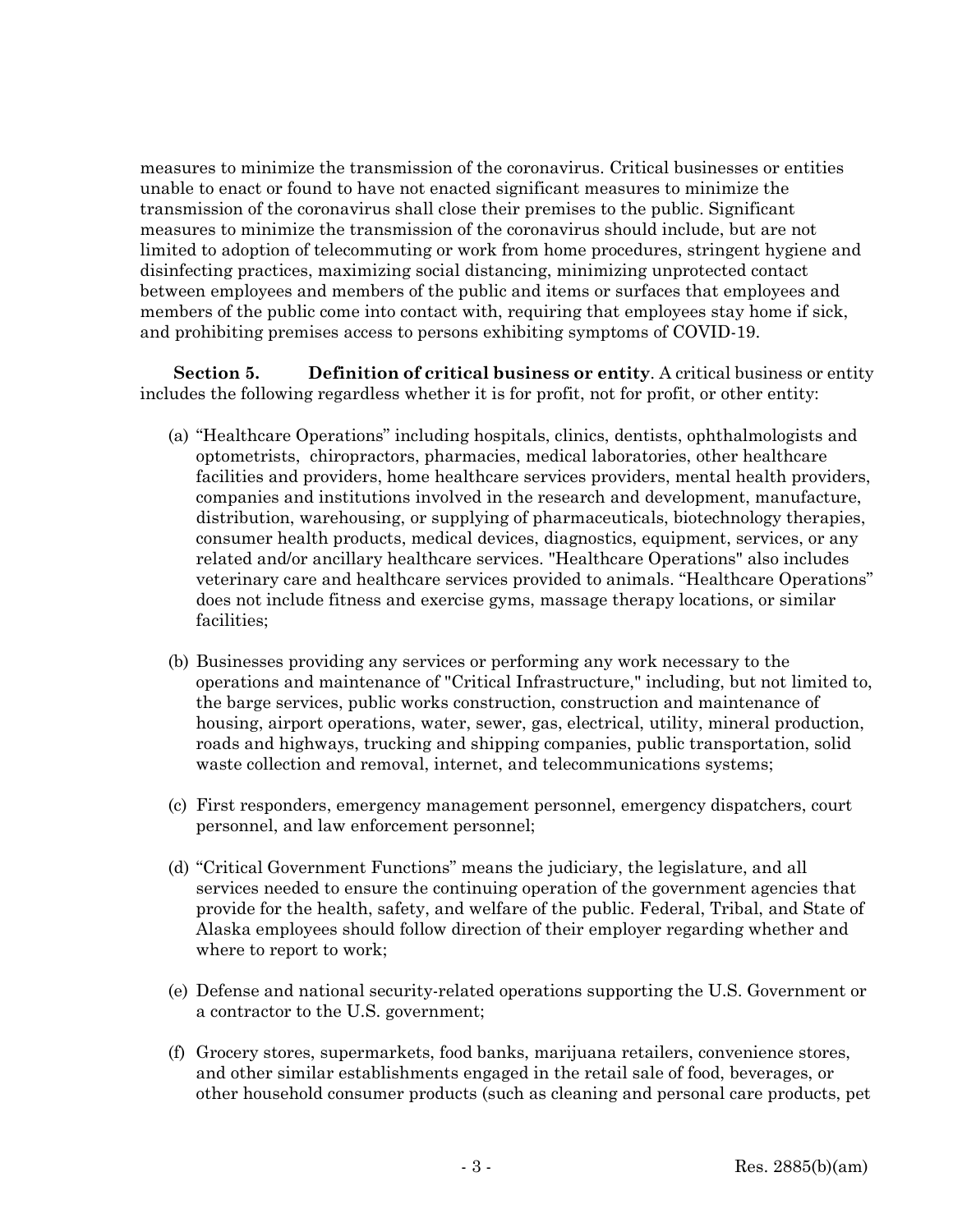measures to minimize the transmission of the coronavirus. Critical businesses or entities unable to enact or found to have not enacted significant measures to minimize the transmission of the coronavirus shall close their premises to the public. Significant measures to minimize the transmission of the coronavirus should include, but are not limited to adoption of telecommuting or work from home procedures, stringent hygiene and disinfecting practices, maximizing social distancing, minimizing unprotected contact between employees and members of the public and items or surfaces that employees and members of the public come into contact with, requiring that employees stay home if sick, and prohibiting premises access to persons exhibiting symptoms of COVID-19.

**Section 5. Definition of critical business or entity**. A critical business or entity includes the following regardless whether it is for profit, not for profit, or other entity:

(a) "Healthcare Operations" including hospitals, clinics, dentists, ophthalmologists and optometrists, chiropractors, pharmacies, medical laboratories, other healthcare facilities and providers, home healthcare services providers, mental health providers, companies and institutions involved in the research and development, manufacture, distribution, warehousing, or supplying of pharmaceuticals, biotechnology therapies, consumer health products, medical devices, diagnostics, equipment, services, or any related and/or ancillary healthcare services. "Healthcare Operations" also includes veterinary care and healthcare services provided to animals. "Healthcare Operations" does not include fitness and exercise gyms, massage therapy locations, or similar facilities;

(b) Businesses providing any services or performing any work necessary to the operations and maintenance of "Critical Infrastructure," including, but not limited to, the barge services, public works construction, construction and maintenance of housing, airport operations, water, sewer, gas, electrical, utility, mineral production, roads and highways, trucking and shipping companies, public transportation, solid waste collection and removal, internet, and telecommunications systems;

(c) First responders, emergency management personnel, emergency dispatchers, court personnel, and law enforcement personnel;

(d) "Critical Government Functions" means the judiciary, the legislature, and all services needed to ensure the continuing operation of the government agencies that provide for the health, safety, and welfare of the public. Federal, Tribal, and State of Alaska employees should follow direction of their employer regarding whether and where to report to work;

(e) Defense and national security-related operations supporting the U.S. Government or a contractor to the U.S. government;

(f) Grocery stores, supermarkets, food banks, marijuana retailers, convenience stores, and other similar establishments engaged in the retail sale of food, beverages, or other household consumer products (such as cleaning and personal care products, pet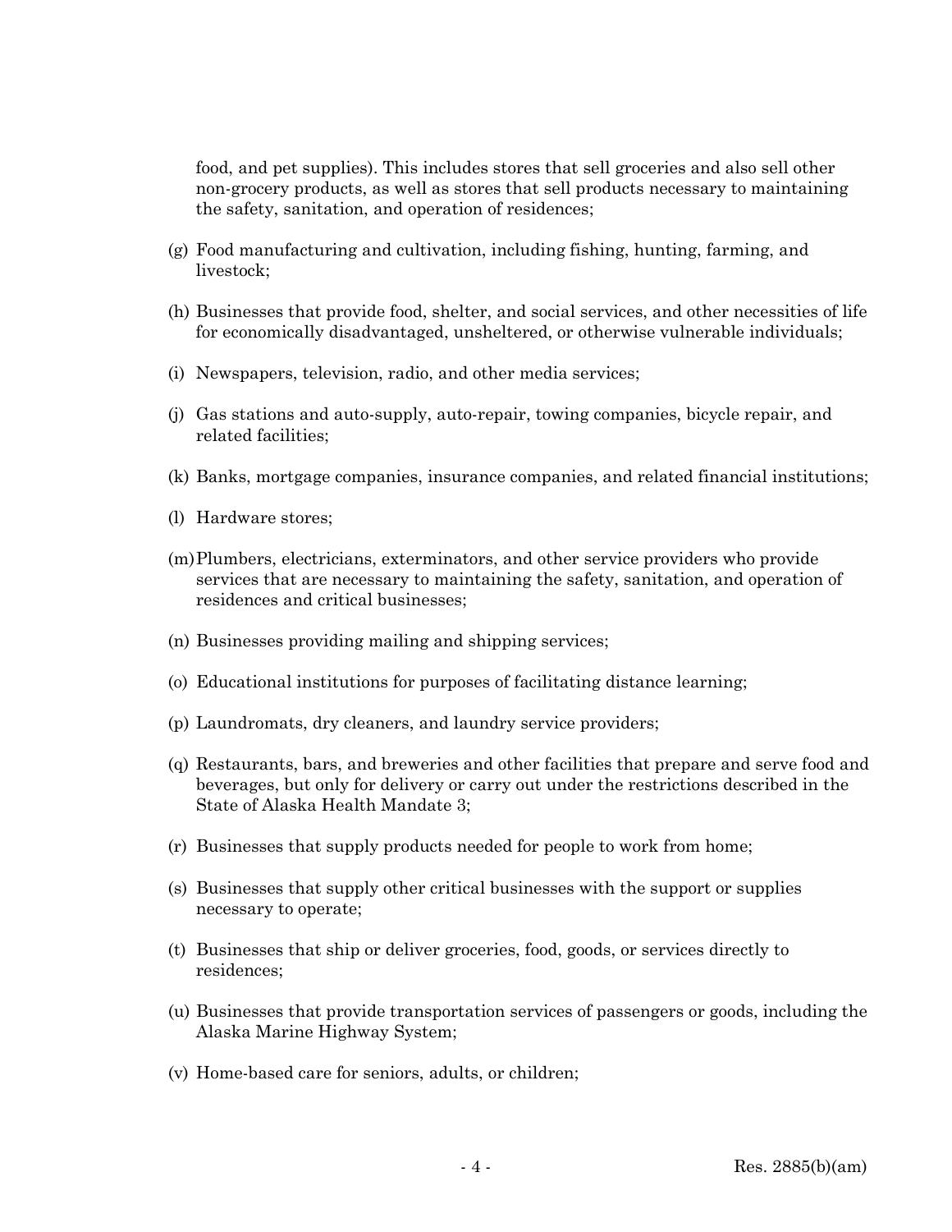food, and pet supplies). This includes stores that sell groceries and also sell other non-grocery products, as well as stores that sell products necessary to maintaining the safety, sanitation, and operation of residences;

(g) Food manufacturing and cultivation, including fishing, hunting, farming, and livestock;

(h) Businesses that provide food, shelter, and social services, and other necessities of life for economically disadvantaged, unsheltered, or otherwise vulnerable individuals;

(i) Newspapers, television, radio, and other media services;

(j) Gas stations and auto-supply, auto-repair, towing companies, bicycle repair, and related facilities;

(k) Banks, mortgage companies, insurance companies, and related financial institutions;

(l) Hardware stores;

(m) Plumbers, electricians, exterminators, and other service providers who provide services that are necessary to maintaining the safety, sanitation, and operation of residences and critical businesses;

(n) Businesses providing mailing and shipping services;

(o) Educational institutions for purposes of facilitating distance learning;

(p) Laundromats, dry cleaners, and laundry service providers;

(q) Restaurants, bars, and breweries and other facilities that prepare and serve food and beverages, but only for delivery or carry out under the restrictions described in the State of Alaska Health Mandate 3;

(r) Businesses that supply products needed for people to work from home;

(s) Businesses that supply other critical businesses with the support or supplies necessary to operate;

(t) Businesses that ship or deliver groceries, food, goods, or services directly to residences;

(u) Businesses that provide transportation services of passengers or goods, including the Alaska Marine Highway System;

(v) Home-based care for seniors, adults, or children;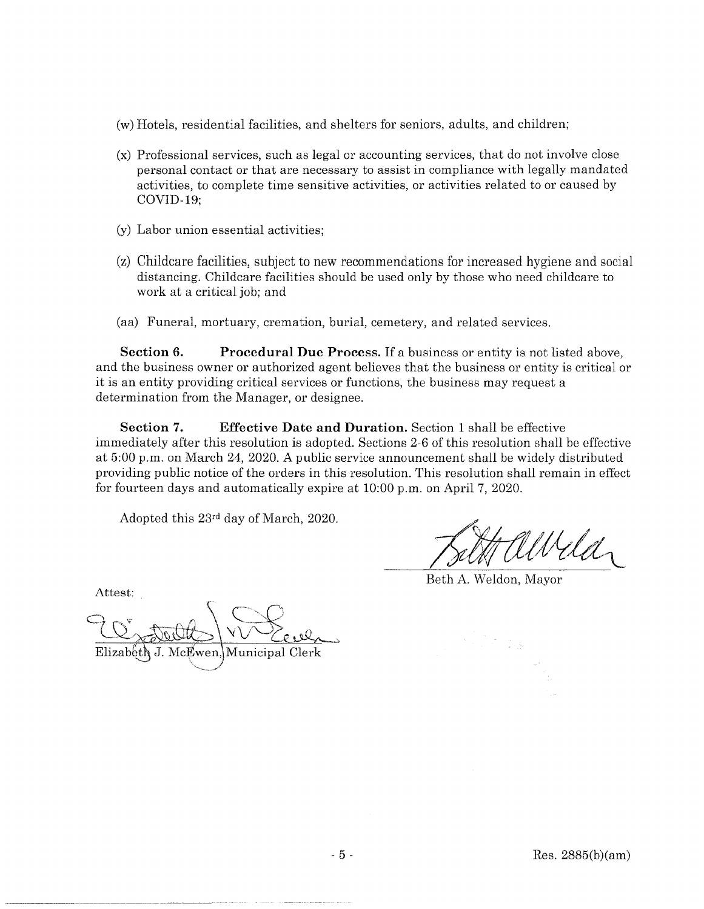(w) Hotels, residential facilities, and shelters for seniors, adults, and children;

(x) Professional services, such as legal or accounting services, that do not involve close personal contact or that are necessary to assist in compliance with legally mandated activities, to complete time sensitive activities, or activities related to or caused by COVID-19;

(y) Labor union essential activities;

(z) Childcare facilities, subject to new recommendations for increased hygiene and social distancing. Childcare facilities should be used only by those who need childcare to work at a critical job; and

(aa) Funeral, mortuary, cremation, burial, cemetery, and related services.

**Section 6. Procedural Due Process.** If a business or entity is not listed above, and the business owner or authorized agent believes that the business or entity is critical or it is an entity providing critical services or functions, the business may request a determination from the Manager, or designee.

**Section 7. Effective Date and Duration.** Section 1 shall be effective immediately after this resolution is adopted. Sections 2-6 of this resolution shall be effective at 5:00 p.m. on March 24, 2020. A public service announcement shall be widely distributed providing public notice of the orders in this resolution. This resolution shall remain in effect for fourteen days and automatically expire at 10:00 p.m. on April 7, 2020.

Adopted this 23rd day of March, 2020.

Beth A. Weldon, Mayor

Attest:

Elizabeth J. McEwen, Municipal Clerk

Res. 2885(b)(am)